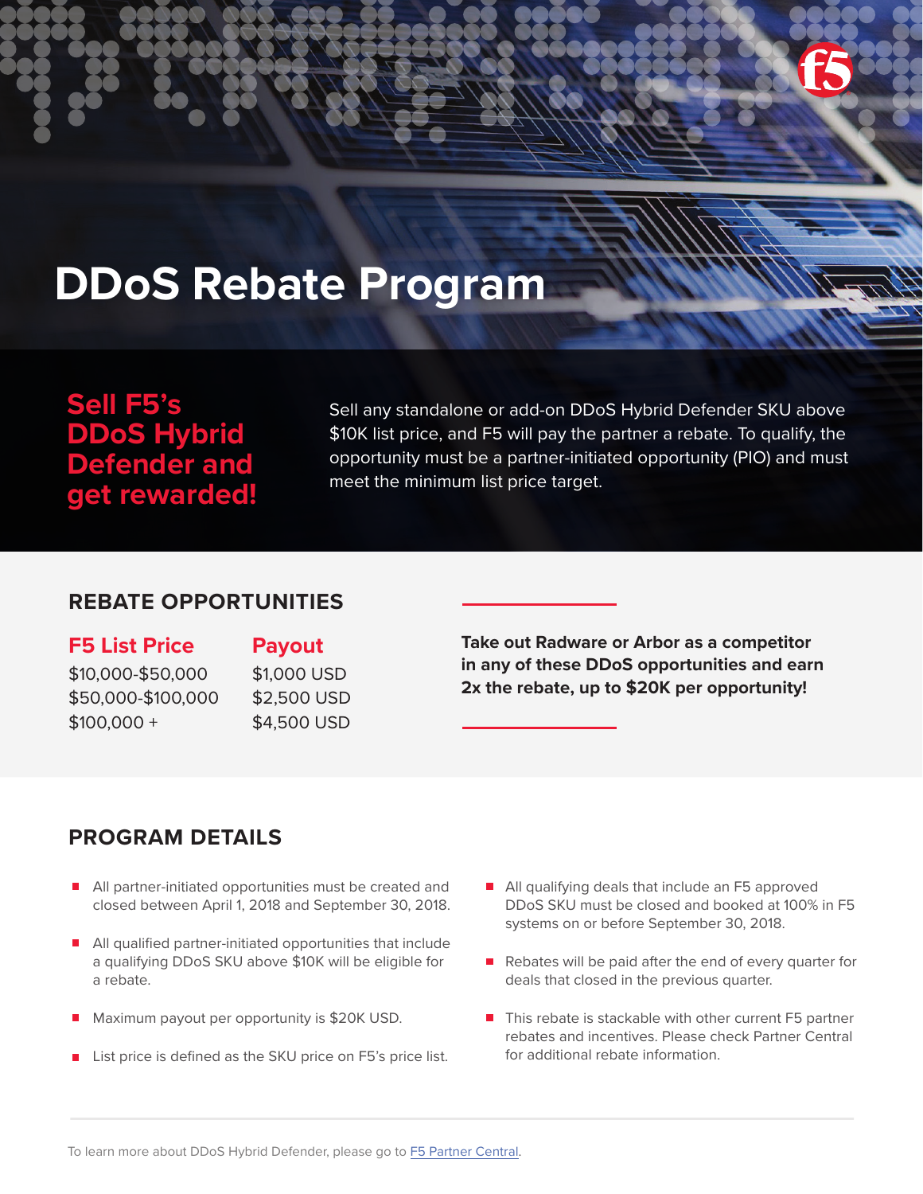# DDoS Rebate Program

## Sell F5's DDoS Hybrid Defender and get rewarded!

Sell any standalone or add-on DDoS Hybrid Defender SKU above $10K list price, and F5 will pay the partner a rebate. To qualify, the opportunity must be a partner-initiated opportunity (PIO) and must meet the minimum list price target.

## REBATE OPPORTUNITIES

| F5 List Price | Payout |
|---|---|
| $10,000-$50,000 | $1,000 USD |
| $50,000-$100,000 | $2,500 USD |
| $100,000 + | $4,500 USD |

**Take out Radware or Arbor as a competitor in any of these DDoS opportunities and earn 2x the rebate, up to $20K per opportunity!**

## PROGRAM DETAILS

- All partner-initiated opportunities must be created and closed between April 1, 2018 and September 30, 2018.
- All qualified partner-initiated opportunities that include a qualifying DDoS SKU above $10K will be eligible for a rebate.
- Maximum payout per opportunity is $20K USD.
- List price is defined as the SKU price on F5's price list.
- All qualifying deals that include an F5 approved DDoS SKU must be closed and booked at 100% in F5 systems on or before September 30, 2018.
- Rebates will be paid after the end of every quarter for deals that closed in the previous quarter.
- This rebate is stackable with other current F5 partner rebates and incentives. Please check Partner Central for additional rebate information.

To learn more about DDoS Hybrid Defender, please go to F5 Partner Central.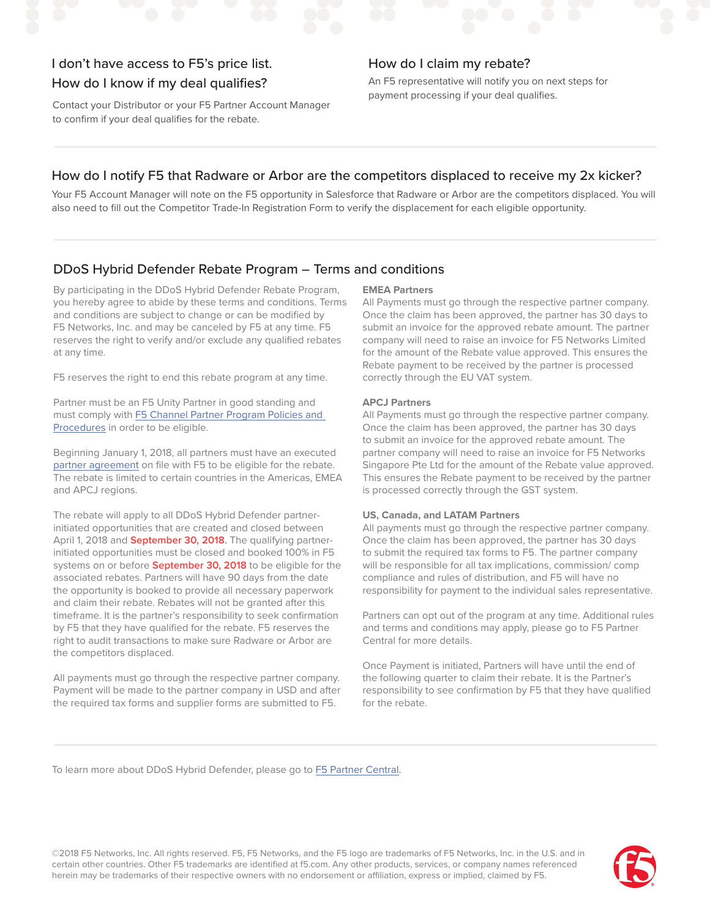## I don't have access to F5's price list. How do I know if my deal qualifies?

Contact your Distributor or your F5 Partner Account Manager to confirm if your deal qualifies for the rebate.

## How do I claim my rebate?

An F5 representative will notify you on next steps for payment processing if your deal qualifies.

## How do I notify F5 that Radware or Arbor are the competitors displaced to receive my 2x kicker?

Your F5 Account Manager will note on the F5 opportunity in Salesforce that Radware or Arbor are the competitors displaced. You will also need to fill out the Competitor Trade-In Registration Form to verify the displacement for each eligible opportunity.

## DDoS Hybrid Defender Rebate Program – Terms and conditions

By participating in the DDoS Hybrid Defender Rebate Program, you hereby agree to abide by these terms and conditions. Terms and conditions are subject to change or can be modified by F5 Networks, Inc. and may be canceled by F5 at any time. F5 reserves the right to verify and/or exclude any qualified rebates at any time.

F5 reserves the right to end this rebate program at any time.

Partner must be an F5 Unity Partner in good standing and must comply with F5 Channel Partner Program Policies and Procedures in order to be eligible.

Beginning January 1, 2018, all partners must have an executed partner agreement on file with F5 to be eligible for the rebate. The rebate is limited to certain countries in the Americas, EMEA and APCJ regions.

The rebate will apply to all DDoS Hybrid Defender partner-initiated opportunities that are created and closed between April 1, 2018 and **September 30, 2018**. The qualifying partner-initiated opportunities must be closed and booked 100% in F5 systems on or before **September 30, 2018** to be eligible for the associated rebates. Partners will have 90 days from the date the opportunity is booked to provide all necessary paperwork and claim their rebate. Rebates will not be granted after this timeframe. It is the partner's responsibility to seek confirmation by F5 that they have qualified for the rebate. F5 reserves the right to audit transactions to make sure Radware or Arbor are the competitors displaced.

All payments must go through the respective partner company. Payment will be made to the partner company in USD and after the required tax forms and supplier forms are submitted to F5.

**EMEA Partners**
All Payments must go through the respective partner company. Once the claim has been approved, the partner has 30 days to submit an invoice for the approved rebate amount. The partner company will need to raise an invoice for F5 Networks Limited for the amount of the Rebate value approved. This ensures the Rebate payment to be received by the partner is processed correctly through the EU VAT system.

**APCJ Partners**
All Payments must go through the respective partner company. Once the claim has been approved, the partner has 30 days to submit an invoice for the approved rebate amount. The partner company will need to raise an invoice for F5 Networks Singapore Pte Ltd for the amount of the Rebate value approved. This ensures the Rebate payment to be received by the partner is processed correctly through the GST system.

**US, Canada, and LATAM Partners**
All payments must go through the respective partner company. Once the claim has been approved, the partner has 30 days to submit the required tax forms to F5. The partner company will be responsible for all tax implications, commission/ comp compliance and rules of distribution, and F5 will have no responsibility for payment to the individual sales representative.

Partners can opt out of the program at any time. Additional rules and terms and conditions may apply, please go to F5 Partner Central for more details.

Once Payment is initiated, Partners will have until the end of the following quarter to claim their rebate. It is the Partner's responsibility to see confirmation by F5 that they have qualified for the rebate.

To learn more about DDoS Hybrid Defender, please go to F5 Partner Central.

©2018 F5 Networks, Inc. All rights reserved. F5, F5 Networks, and the F5 logo are trademarks of F5 Networks, Inc. in the U.S. and in certain other countries. Other F5 trademarks are identified at f5.com. Any other products, services, or company names referenced herein may be trademarks of their respective owners with no endorsement or affiliation, express or implied, claimed by F5.